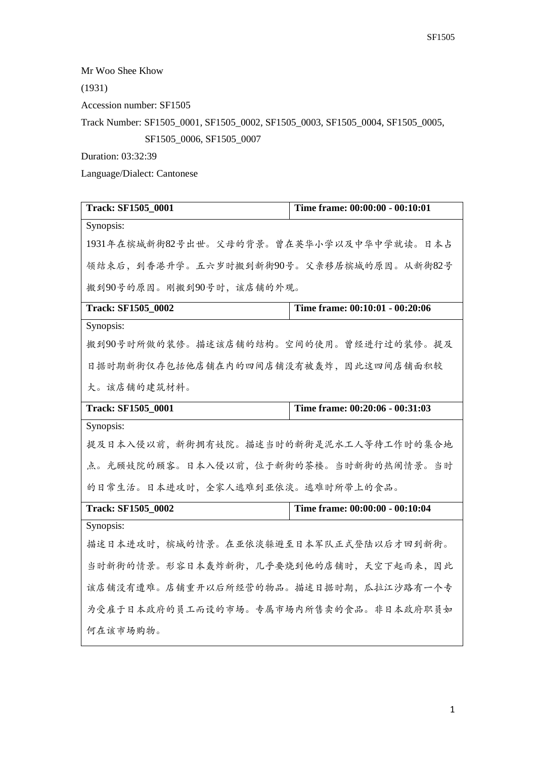Mr Woo Shee Khow

(1931)

Accession number: SF1505

Track Number: SF1505_0001, SF1505_0002, SF1505_0003, SF1505_0004, SF1505_0005, SF1505_0006, SF1505_0007

Duration: 03:32:39

Language/Dialect: Cantonese

| **Track: SF1505_0001** | **Time frame: 00:00:00 - 00:10:01** |
|---|---|
| Synopsis:<br>1931年在槟城新街82号出世。父母的背景。曾在英华小学以及中华中学就读。日本占领结束后，到香港升学。五六岁时搬到新街90号。父亲移居槟城的原因。从新街82号搬到90号的原因。刚搬到90号时，该店铺的外观。 | |
| **Track: SF1505_0002** | **Time frame: 00:10:01 - 00:20:06** |
| Synopsis:<br>搬到90号时所做的装修。描述该店铺的结构。空间的使用。曾经进行过的装修。提及日据时期新街仅存包括他店铺在内的四间店铺没有被轰炸，因此这四间店铺面积较大。该店铺的建筑材料。 | |
| **Track: SF1505_0001** | **Time frame: 00:20:06 - 00:31:03** |
| Synopsis:<br>提及日本入侵以前，新街拥有妓院。描述当时的新街是泥水工人等待工作时的集合地点。光顾妓院的顾客。日本入侵以前，位于新街的茶楼。当时新街的热闹情景。当时的日常生活。日本进攻时，全家人逃难到亚依淡。逃难时所带上的食品。 | |
| **Track: SF1505_0002** | **Time frame: 00:00:00 - 00:10:04** |
| Synopsis:<br>描述日本进攻时，槟城的情景。在亚依淡躲避至日本军队正式登陆以后才回到新街。当时新街的情景。形容日本轰炸新街，几乎要烧到他的店铺时，天空下起雨来，因此该店铺没有遭难。店铺重开以后所经营的物品。描述日据时期，瓜拉江沙路有一个专为受雇于日本政府的员工而设的市场。专属市场内所售卖的食品。非日本政府职员如何在该市场购物。 | |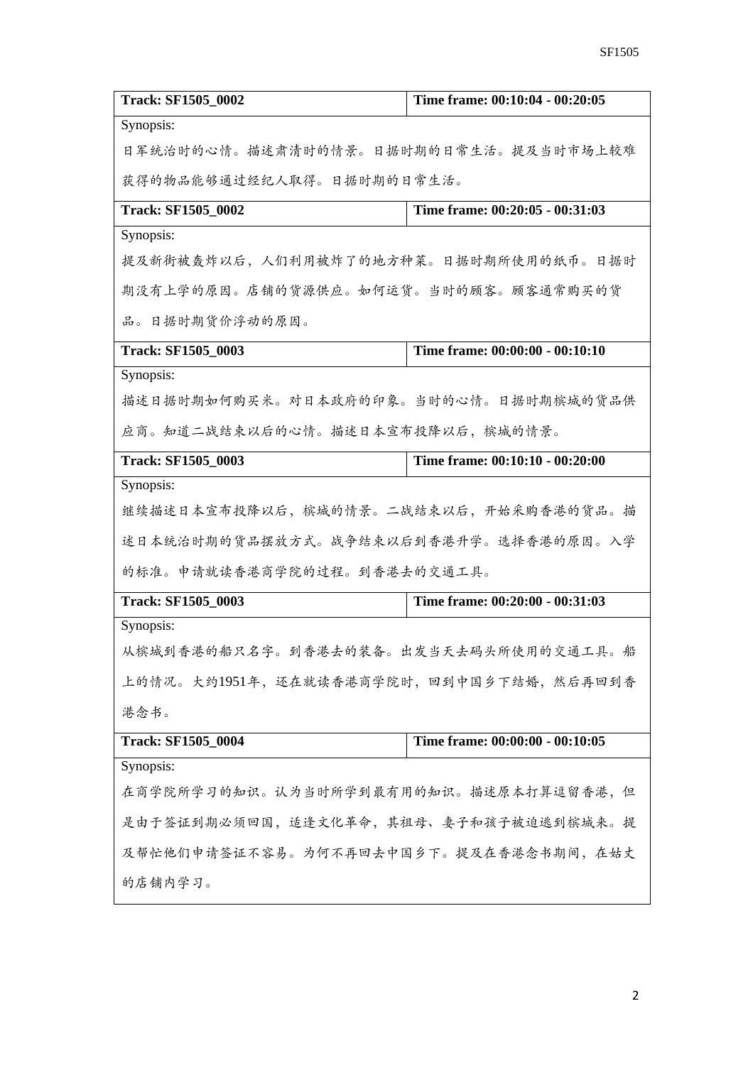| Track: SF1505_0002 | Time frame: 00:10:04 - 00:20:05 |
|---|---|
| Synopsis:<br>日军统治时的心情。描述肃清时的情景。日据时期的日常生活。提及当时市场上较难获得的物品能够通过经纪人取得。日据时期的日常生活。 | |
| **Track: SF1505_0002** | **Time frame: 00:20:05 - 00:31:03** |
| Synopsis:<br>提及新街被轰炸以后，人们利用被炸了的地方种菜。日据时期所使用的纸币。日据时期没有上学的原因。店铺的货源供应。如何运货。当时的顾客。顾客通常购买的货品。日据时期货价浮动的原因。 | |
| **Track: SF1505_0003** | **Time frame: 00:00:00 - 00:10:10** |
| Synopsis:<br>描述日据时期如何购买米。对日本政府的印象。当时的心情。日据时期槟城的货品供应商。知道二战结束以后的心情。描述日本宣布投降以后，槟城的情景。 | |
| **Track: SF1505_0003** | **Time frame: 00:10:10 - 00:20:00** |
| Synopsis:<br>继续描述日本宣布投降以后，槟城的情景。二战结束以后，开始采购香港的货品。描述日本统治时期的货品摆放方式。战争结束以后到香港升学。选择香港的原因。入学的标准。申请就读香港商学院的过程。到香港去的交通工具。 | |
| **Track: SF1505_0003** | **Time frame: 00:20:00 - 00:31:03** |
| Synopsis:<br>从槟城到香港的船只名字。到香港去的装备。出发当天去码头所使用的交通工具。船上的情况。大约1951年，还在就读香港商学院时，回到中国乡下结婚，然后再回到香港念书。 | |
| **Track: SF1505_0004** | **Time frame: 00:00:00 - 00:10:05** |
| Synopsis:<br>在商学院所学习的知识。认为当时所学到最有用的知识。描述原本打算逗留香港，但是由于签证到期必须回国，适逢文化革命，其祖母、妻子和孩子被迫逃到槟城来。提及帮忙他们申请签证不容易。为何不再回去中国乡下。提及在香港念书期间，在姑丈的店铺内学习。 | |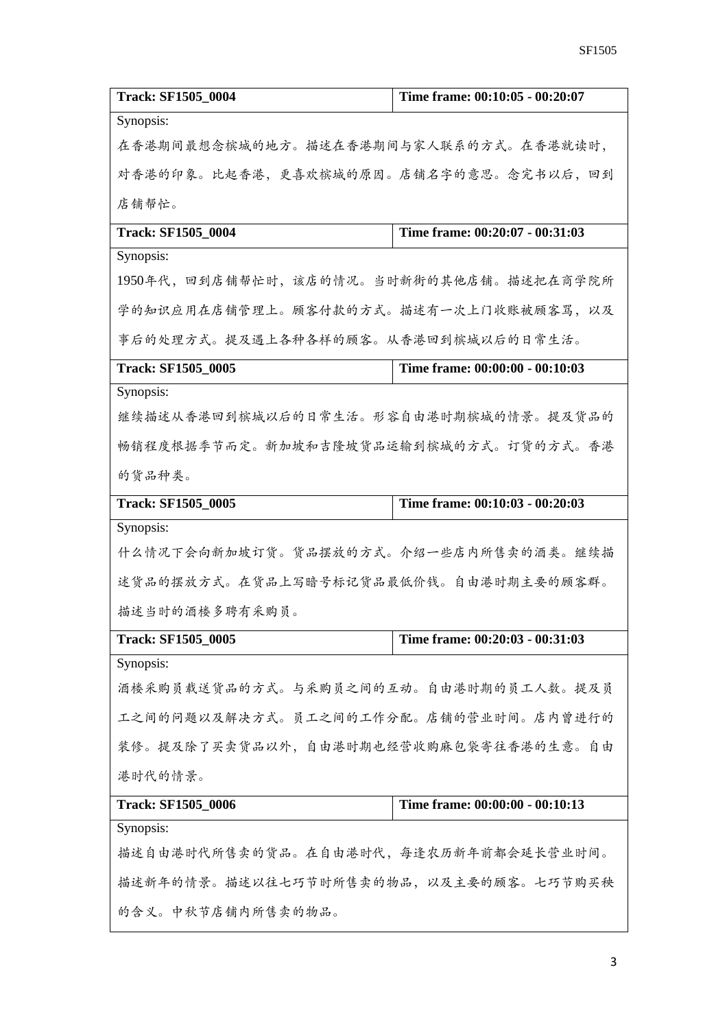| Track: SF1505_0004 | Time frame: 00:10:05 - 00:20:07 |
|---|---|
| Synopsis:<br>在香港期间最想念槟城的地方。描述在香港期间与家人联系的方式。在香港就读时，对香港的印象。比起香港，更喜欢槟城的原因。店铺名字的意思。念完书以后，回到店铺帮忙。 | |
| **Track: SF1505_0004** | **Time frame: 00:20:07 - 00:31:03** |
| Synopsis:<br>1950年代，回到店铺帮忙时，该店的情况。当时新街的其他店铺。描述把在商学院所学的知识应用在店铺管理上。顾客付款的方式。描述有一次上门收账被顾客骂，以及事后的处理方式。提及遇上各种各样的顾客。从香港回到槟城以后的日常生活。 | |
| **Track: SF1505_0005** | **Time frame: 00:00:00 - 00:10:03** |
| Synopsis:<br>继续描述从香港回到槟城以后的日常生活。形容自由港时期槟城的情景。提及货品的畅销程度根据季节而定。新加坡和吉隆坡货品运输到槟城的方式。订货的方式。香港的货品种类。 | |
| **Track: SF1505_0005** | **Time frame: 00:10:03 - 00:20:03** |
| Synopsis:<br>什么情况下会向新加坡订货。货品摆放的方式。介绍一些店内所售卖的酒类。继续描述货品的摆放方式。在货品上写暗号标记货品最低价钱。自由港时期主要的顾客群。描述当时的酒楼多聘有采购员。 | |
| **Track: SF1505_0005** | **Time frame: 00:20:03 - 00:31:03** |
| Synopsis:<br>酒楼采购员载送货品的方式。与采购员之间的互动。自由港时期的员工人数。提及员工之间的问题以及解决方式。员工之间的工作分配。店铺的营业时间。店内曾进行的装修。提及除了买卖货品以外，自由港时期也经营收购麻包袋寄往香港的生意。自由港时代的情景。 | |
| **Track: SF1505_0006** | **Time frame: 00:00:00 - 00:10:13** |
| Synopsis:<br>描述自由港时代所售卖的货品。在自由港时代，每逢农历新年前都会延长营业时间。描述新年的情景。描述以往七巧节时所售卖的物品，以及主要的顾客。七巧节购买秧的含义。中秋节店铺内所售卖的物品。 | |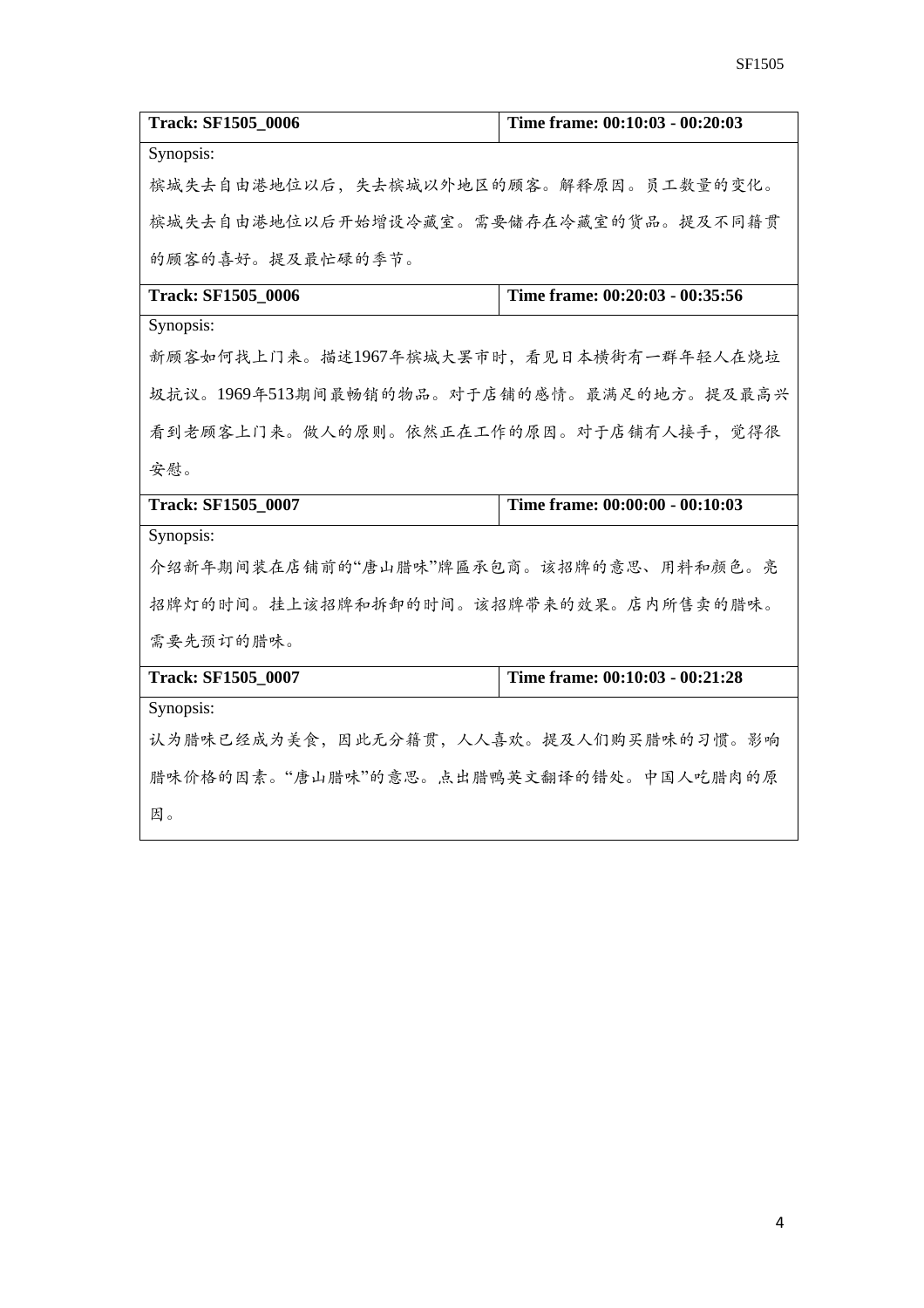| Track: SF1505_0006 | Time frame: 00:10:03 - 00:20:03 |
|---|---|
| Synopsis:<br>槟城失去自由港地位以后，失去槟城以外地区的顾客。解释原因。员工数量的变化。槟城失去自由港地位以后开始增设冷藏室。需要储存在冷藏室的货品。提及不同籍贯的顾客的喜好。提及最忙碌的季节。 | |
| **Track: SF1505_0006** | **Time frame: 00:20:03 - 00:35:56** |
| Synopsis:<br>新顾客如何找上门来。描述1967年槟城大罢市时，看见日本横街有一群年轻人在烧垃圾抗议。1969年513期间最畅销的物品。对于店铺的感情。最满足的地方。提及最高兴看到老顾客上门来。做人的原则。依然正在工作的原因。对于店铺有人接手，觉得很安慰。 | |
| **Track: SF1505_0007** | **Time frame: 00:00:00 - 00:10:03** |
| Synopsis:<br>介绍新年期间装在店铺前的"唐山腊味"牌匾承包商。该招牌的意思、用料和颜色。亮招牌灯的时间。挂上该招牌和拆卸的时间。该招牌带来的效果。店内所售卖的腊味。需要先预订的腊味。 | |
| **Track: SF1505_0007** | **Time frame: 00:10:03 - 00:21:28** |
| Synopsis:<br>认为腊味已经成为美食，因此无分籍贯，人人喜欢。提及人们购买腊味的习惯。影响腊味价格的因素。"唐山腊味"的意思。点出腊鸭英文翻译的错处。中国人吃腊肉的原因。 | |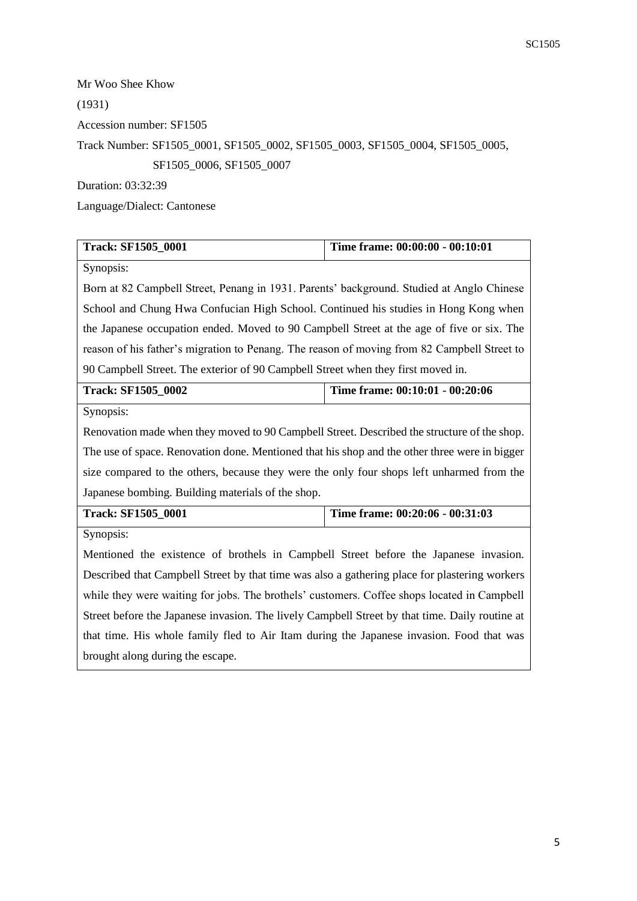Mr Woo Shee Khow

(1931)

Accession number: SF1505

Track Number: SF1505_0001, SF1505_0002, SF1505_0003, SF1505_0004, SF1505_0005, SF1505_0006, SF1505_0007

Duration: 03:32:39

Language/Dialect: Cantonese

| **Track: SF1505_0001** | **Time frame: 00:00:00 - 00:10:01** |
|---|---|
| Synopsis: Born at 82 Campbell Street, Penang in 1931. Parents' background. Studied at Anglo Chinese School and Chung Hwa Confucian High School. Continued his studies in Hong Kong when the Japanese occupation ended. Moved to 90 Campbell Street at the age of five or six. The reason of his father's migration to Penang. The reason of moving from 82 Campbell Street to 90 Campbell Street. The exterior of 90 Campbell Street when they first moved in. | |
| **Track: SF1505_0002** | **Time frame: 00:10:01 - 00:20:06** |
| Synopsis: Renovation made when they moved to 90 Campbell Street. Described the structure of the shop. The use of space. Renovation done. Mentioned that his shop and the other three were in bigger size compared to the others, because they were the only four shops left unharmed from the Japanese bombing. Building materials of the shop. | |
| **Track: SF1505_0001** | **Time frame: 00:20:06 - 00:31:03** |
| Synopsis: Mentioned the existence of brothels in Campbell Street before the Japanese invasion. Described that Campbell Street by that time was also a gathering place for plastering workers while they were waiting for jobs. The brothels' customers. Coffee shops located in Campbell Street before the Japanese invasion. The lively Campbell Street by that time. Daily routine at that time. His whole family fled to Air Itam during the Japanese invasion. Food that was brought along during the escape. | |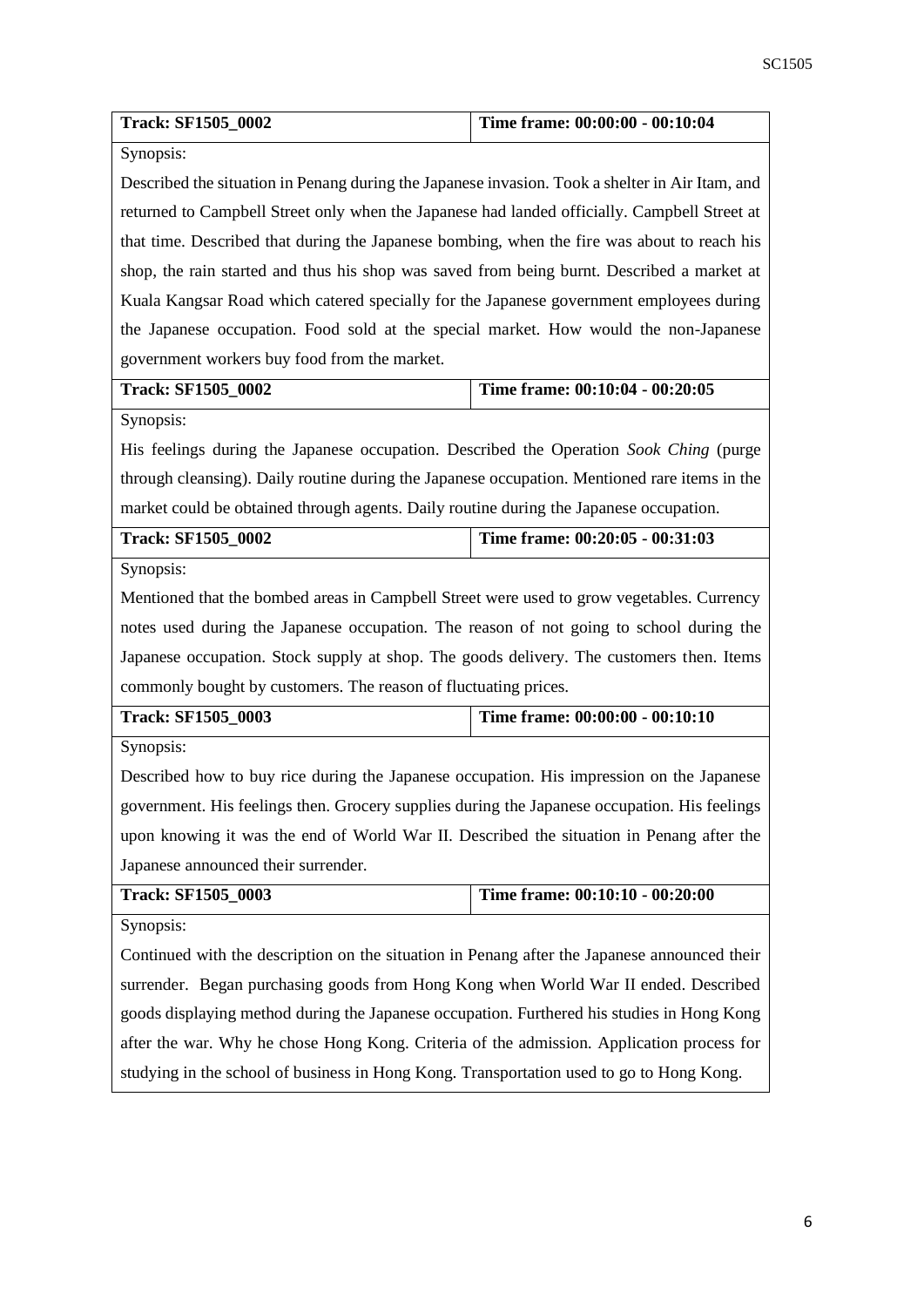| **Track: SF1505_0002** | **Time frame: 00:00:00 - 00:10:04** |
|---|---|
| Synopsis:<br>Described the situation in Penang during the Japanese invasion. Took a shelter in Air Itam, and returned to Campbell Street only when the Japanese had landed officially. Campbell Street at that time. Described that during the Japanese bombing, when the fire was about to reach his shop, the rain started and thus his shop was saved from being burnt. Described a market at Kuala Kangsar Road which catered specially for the Japanese government employees during the Japanese occupation. Food sold at the special market. How would the non-Japanese government workers buy food from the market. | |
| **Track: SF1505_0002** | **Time frame: 00:10:04 - 00:20:05** |
| Synopsis:<br>His feelings during the Japanese occupation. Described the Operation *Sook Ching* (purge through cleansing). Daily routine during the Japanese occupation. Mentioned rare items in the market could be obtained through agents. Daily routine during the Japanese occupation. | |
| **Track: SF1505_0002** | **Time frame: 00:20:05 - 00:31:03** |
| Synopsis:<br>Mentioned that the bombed areas in Campbell Street were used to grow vegetables. Currency notes used during the Japanese occupation. The reason of not going to school during the Japanese occupation. Stock supply at shop. The goods delivery. The customers then. Items commonly bought by customers. The reason of fluctuating prices. | |
| **Track: SF1505_0003** | **Time frame: 00:00:00 - 00:10:10** |
| Synopsis:<br>Described how to buy rice during the Japanese occupation. His impression on the Japanese government. His feelings then. Grocery supplies during the Japanese occupation. His feelings upon knowing it was the end of World War II. Described the situation in Penang after the Japanese announced their surrender. | |
| **Track: SF1505_0003** | **Time frame: 00:10:10 - 00:20:00** |
| Synopsis:<br>Continued with the description on the situation in Penang after the Japanese announced their surrender. Began purchasing goods from Hong Kong when World War II ended. Described goods displaying method during the Japanese occupation. Furthered his studies in Hong Kong after the war. Why he chose Hong Kong. Criteria of the admission. Application process for studying in the school of business in Hong Kong. Transportation used to go to Hong Kong. | |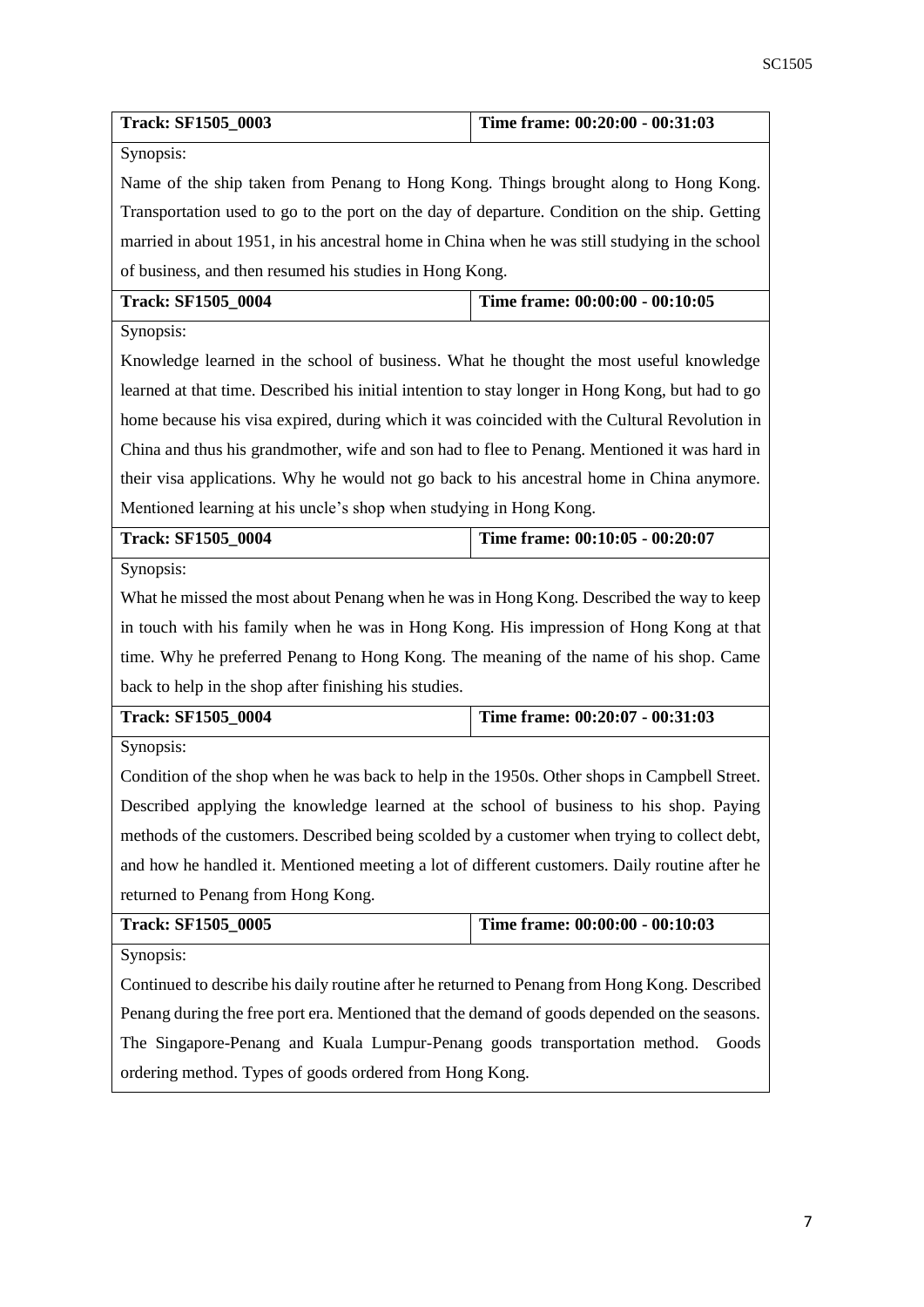| Track: SF1505_0003 | Time frame: 00:20:00 - 00:31:03 |
| --- | --- |
| Synopsis:<br>Name of the ship taken from Penang to Hong Kong. Things brought along to Hong Kong. Transportation used to go to the port on the day of departure. Condition on the ship. Getting married in about 1951, in his ancestral home in China when he was still studying in the school of business, and then resumed his studies in Hong Kong. | |
| **Track: SF1505_0004** | **Time frame: 00:00:00 - 00:10:05** |
| Synopsis:<br>Knowledge learned in the school of business. What he thought the most useful knowledge learned at that time. Described his initial intention to stay longer in Hong Kong, but had to go home because his visa expired, during which it was coincided with the Cultural Revolution in China and thus his grandmother, wife and son had to flee to Penang. Mentioned it was hard in their visa applications. Why he would not go back to his ancestral home in China anymore. Mentioned learning at his uncle's shop when studying in Hong Kong. | |
| **Track: SF1505_0004** | **Time frame: 00:10:05 - 00:20:07** |
| Synopsis:<br>What he missed the most about Penang when he was in Hong Kong. Described the way to keep in touch with his family when he was in Hong Kong. His impression of Hong Kong at that time. Why he preferred Penang to Hong Kong. The meaning of the name of his shop. Came back to help in the shop after finishing his studies. | |
| **Track: SF1505_0004** | **Time frame: 00:20:07 - 00:31:03** |
| Synopsis:<br>Condition of the shop when he was back to help in the 1950s. Other shops in Campbell Street. Described applying the knowledge learned at the school of business to his shop. Paying methods of the customers. Described being scolded by a customer when trying to collect debt, and how he handled it. Mentioned meeting a lot of different customers. Daily routine after he returned to Penang from Hong Kong. | |
| **Track: SF1505_0005** | **Time frame: 00:00:00 - 00:10:03** |
| Synopsis:<br>Continued to describe his daily routine after he returned to Penang from Hong Kong. Described Penang during the free port era. Mentioned that the demand of goods depended on the seasons. The Singapore-Penang and Kuala Lumpur-Penang goods transportation method. Goods ordering method. Types of goods ordered from Hong Kong. | |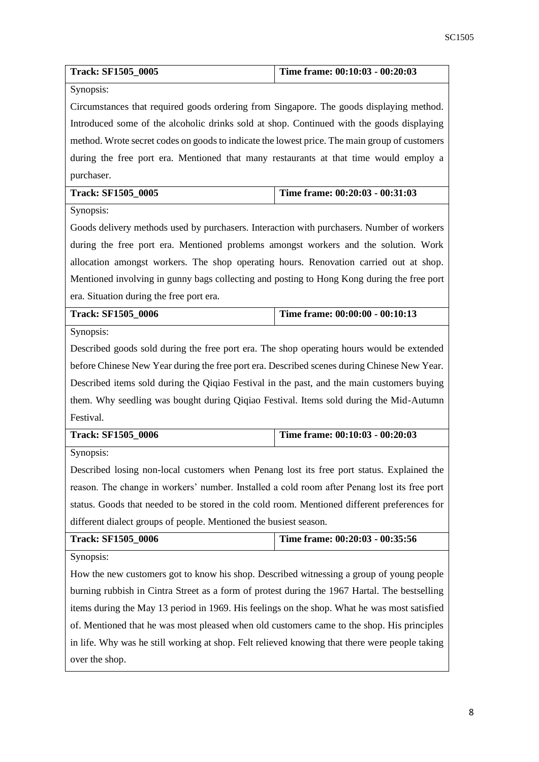| Track: SF1505_0005 | Time frame: 00:10:03 - 00:20:03 |
|---|---|
| Synopsis: Circumstances that required goods ordering from Singapore. The goods displaying method. Introduced some of the alcoholic drinks sold at shop. Continued with the goods displaying method. Wrote secret codes on goods to indicate the lowest price. The main group of customers during the free port era. Mentioned that many restaurants at that time would employ a purchaser. | |
| **Track: SF1505_0005** | **Time frame: 00:20:03 - 00:31:03** |
| Synopsis: Goods delivery methods used by purchasers. Interaction with purchasers. Number of workers during the free port era. Mentioned problems amongst workers and the solution. Work allocation amongst workers. The shop operating hours. Renovation carried out at shop. Mentioned involving in gunny bags collecting and posting to Hong Kong during the free port era. Situation during the free port era. | |
| **Track: SF1505_0006** | **Time frame: 00:00:00 - 00:10:13** |
| Synopsis: Described goods sold during the free port era. The shop operating hours would be extended before Chinese New Year during the free port era. Described scenes during Chinese New Year. Described items sold during the Qiqiao Festival in the past, and the main customers buying them. Why seedling was bought during Qiqiao Festival. Items sold during the Mid-Autumn Festival. | |
| **Track: SF1505_0006** | **Time frame: 00:10:03 - 00:20:03** |
| Synopsis: Described losing non-local customers when Penang lost its free port status. Explained the reason. The change in workers' number. Installed a cold room after Penang lost its free port status. Goods that needed to be stored in the cold room. Mentioned different preferences for different dialect groups of people. Mentioned the busiest season. | |
| **Track: SF1505_0006** | **Time frame: 00:20:03 - 00:35:56** |
| Synopsis: How the new customers got to know his shop. Described witnessing a group of young people burning rubbish in Cintra Street as a form of protest during the 1967 Hartal. The bestselling items during the May 13 period in 1969. His feelings on the shop. What he was most satisfied of. Mentioned that he was most pleased when old customers came to the shop. His principles in life. Why was he still working at shop. Felt relieved knowing that there were people taking over the shop. | |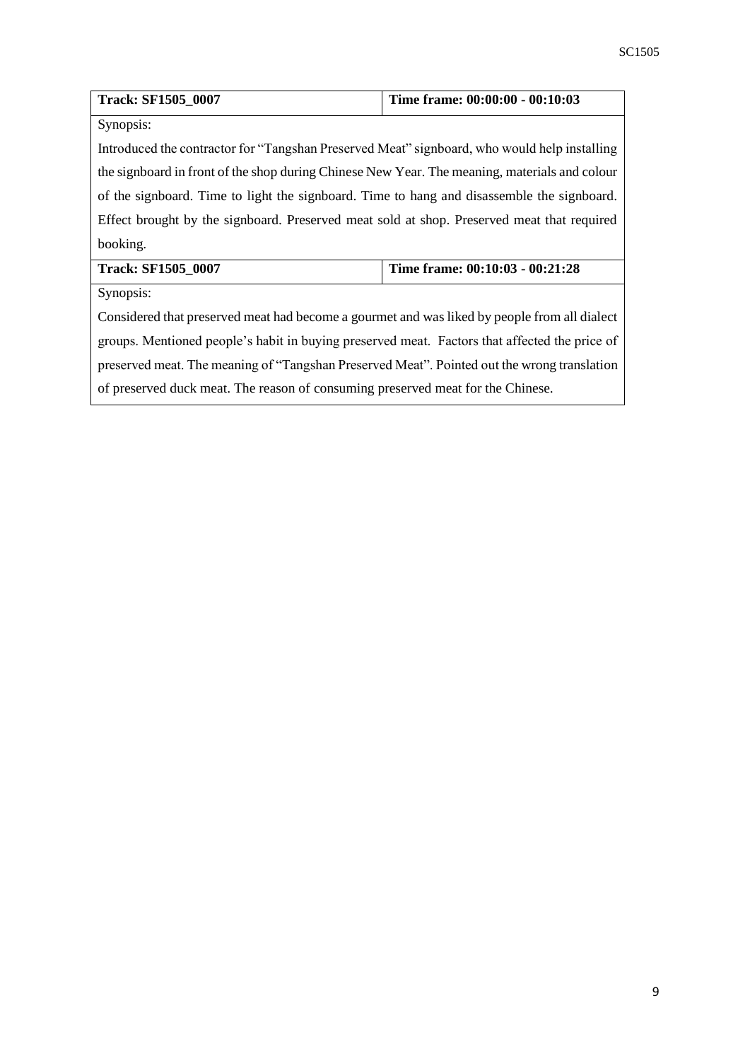| Track: SF1505_0007 | Time frame: 00:00:00 - 00:10:03 |
| --- | --- |
| Synopsis: | |
| Introduced the contractor for "Tangshan Preserved Meat" signboard, who would help installing the signboard in front of the shop during Chinese New Year. The meaning, materials and colour of the signboard. Time to light the signboard. Time to hang and disassemble the signboard. Effect brought by the signboard. Preserved meat sold at shop. Preserved meat that required booking. | |

| Track: SF1505_0007 | Time frame: 00:10:03 - 00:21:28 |
| --- | --- |
| Synopsis: | |
| Considered that preserved meat had become a gourmet and was liked by people from all dialect groups. Mentioned people's habit in buying preserved meat. Factors that affected the price of preserved meat. The meaning of "Tangshan Preserved Meat". Pointed out the wrong translation of preserved duck meat. The reason of consuming preserved meat for the Chinese. | |